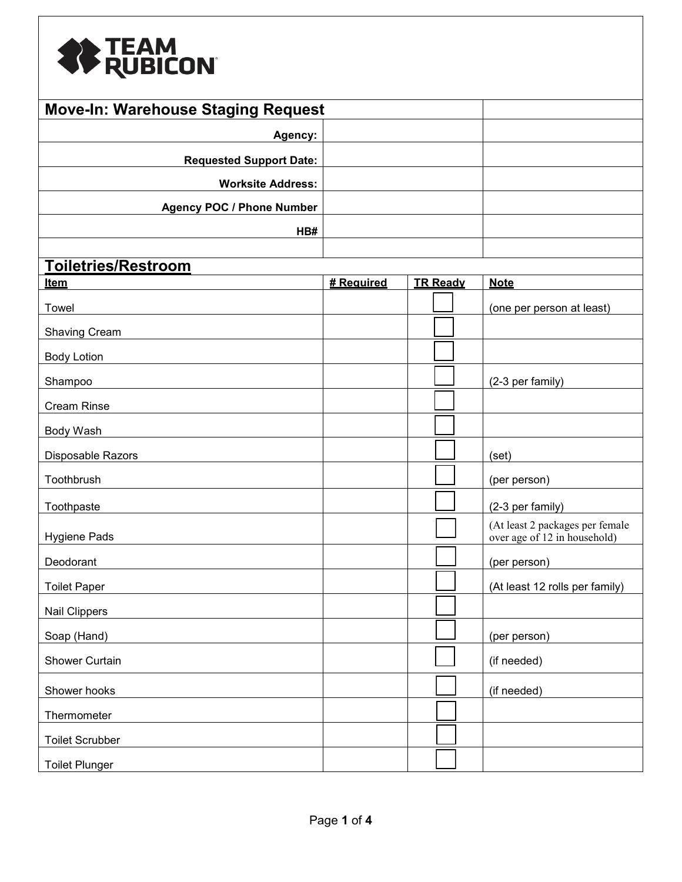TEAM RUBICON

## Move-In: Warehouse Staging Request

| | |
|---|---|
| **Agency:** | |
| **Requested Support Date:** | |
| **Worksite Address:** | |
| **Agency POC / Phone Number** | |
| **HB#** | |

## Toiletries/Restroom

| Item | # Required | TR Ready | Note |
|---|---|---|---|
| Towel | | ☐ | (one per person at least) |
| Shaving Cream | | ☐ | |
| Body Lotion | | ☐ | |
| Shampoo | | ☐ | (2-3 per family) |
| Cream Rinse | | ☐ | |
| Body Wash | | ☐ | |
| Disposable Razors | | ☐ | (set) |
| Toothbrush | | ☐ | (per person) |
| Toothpaste | | ☐ | (2-3 per family) |
| Hygiene Pads | | ☐ | (At least 2 packages per female over age of 12 in household) |
| Deodorant | | ☐ | (per person) |
| Toilet Paper | | ☐ | (At least 12 rolls per family) |
| Nail Clippers | | ☐ | |
| Soap (Hand) | | ☐ | (per person) |
| Shower Curtain | | ☐ | (if needed) |
| Shower hooks | | ☐ | (if needed) |
| Thermometer | | ☐ | |
| Toilet Scrubber | | ☐ | |
| Toilet Plunger | | ☐ | |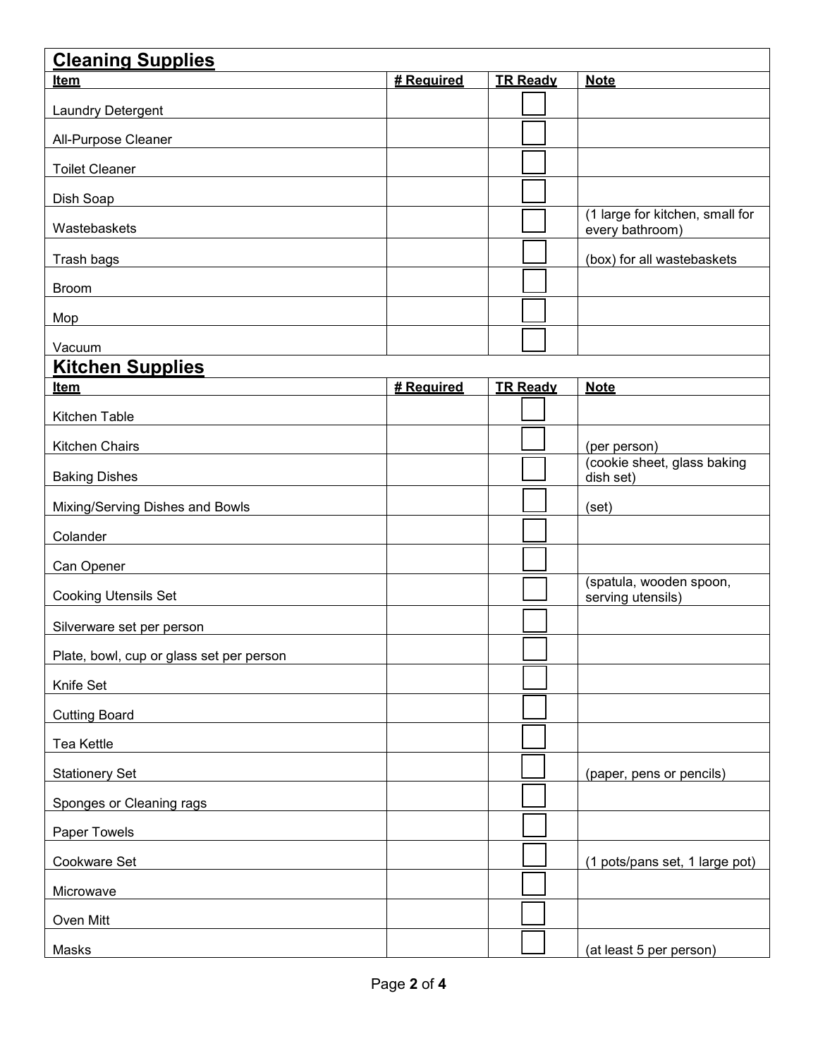## Cleaning Supplies

| Item | # Required | TR Ready | Note |
|---|---|---|---|
| Laundry Detergent | | ☐ | |
| All-Purpose Cleaner | | ☐ | |
| Toilet Cleaner | | ☐ | |
| Dish Soap | | ☐ | |
| Wastebaskets | | ☐ | (1 large for kitchen, small for every bathroom) |
| Trash bags | | ☐ | (box) for all wastebaskets |
| Broom | | ☐ | |
| Mop | | ☐ | |
| Vacuum | | ☐ | |

## Kitchen Supplies

| Item | # Required | TR Ready | Note |
|---|---|---|---|
| Kitchen Table | | ☐ | |
| Kitchen Chairs | | ☐ | (per person) |
| Baking Dishes | | ☐ | (cookie sheet, glass baking dish set) |
| Mixing/Serving Dishes and Bowls | | ☐ | (set) |
| Colander | | ☐ | |
| Can Opener | | ☐ | |
| Cooking Utensils Set | | ☐ | (spatula, wooden spoon, serving utensils) |
| Silverware set per person | | ☐ | |
| Plate, bowl, cup or glass set per person | | ☐ | |
| Knife Set | | ☐ | |
| Cutting Board | | ☐ | |
| Tea Kettle | | ☐ | |
| Stationery Set | | ☐ | (paper, pens or pencils) |
| Sponges or Cleaning rags | | ☐ | |
| Paper Towels | | ☐ | |
| Cookware Set | | ☐ | (1 pots/pans set, 1 large pot) |
| Microwave | | ☐ | |
| Oven Mitt | | ☐ | |
| Masks | | ☐ | (at least 5 per person) |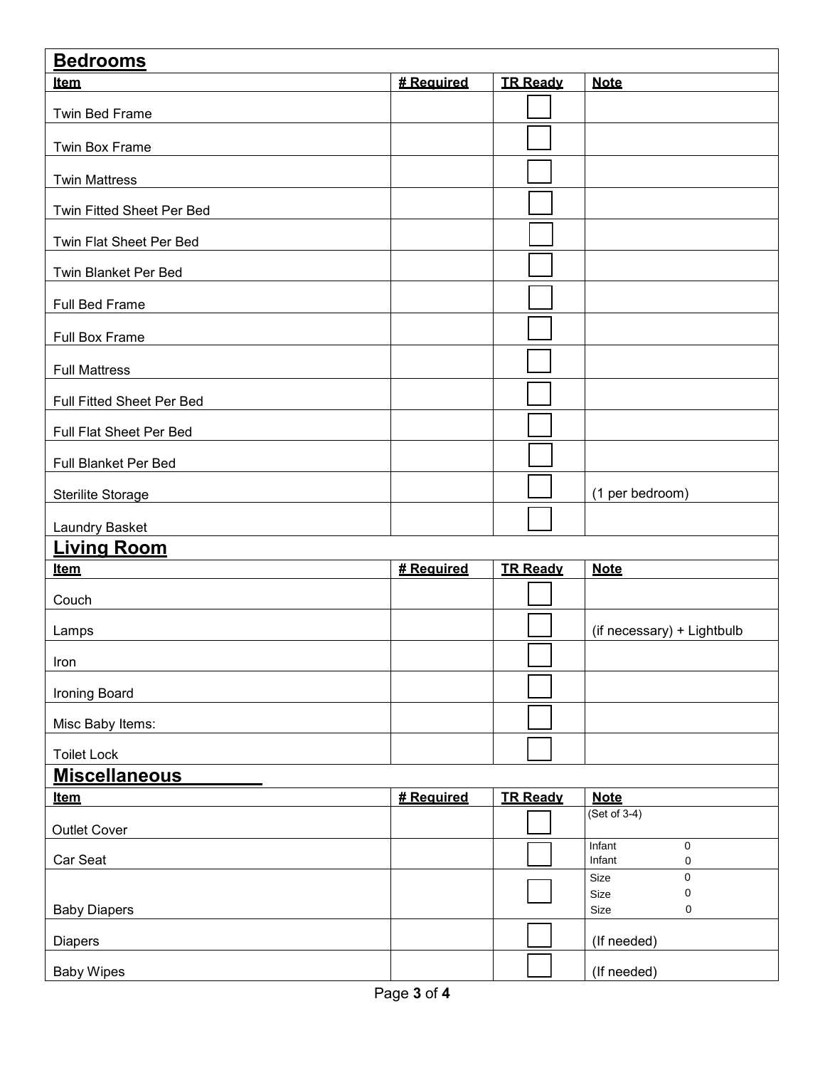## Bedrooms

| Item | # Required | TR Ready | Note |
|---|---|---|---|
| Twin Bed Frame | | ☐ | |
| Twin Box Frame | | ☐ | |
| Twin Mattress | | ☐ | |
| Twin Fitted Sheet Per Bed | | ☐ | |
| Twin Flat Sheet Per Bed | | ☐ | |
| Twin Blanket Per Bed | | ☐ | |
| Full Bed Frame | | ☐ | |
| Full Box Frame | | ☐ | |
| Full Mattress | | ☐ | |
| Full Fitted Sheet Per Bed | | ☐ | |
| Full Flat Sheet Per Bed | | ☐ | |
| Full Blanket Per Bed | | ☐ | |
| Sterilite Storage | | ☐ | (1 per bedroom) |
| Laundry Basket | | ☐ | |

## Living Room

| Item | # Required | TR Ready | Note |
|---|---|---|---|
| Couch | | ☐ | |
| Lamps | | ☐ | (if necessary) + Lightbulb |
| Iron | | ☐ | |
| Ironing Board | | ☐ | |
| Misc Baby Items: | | ☐ | |
| Toilet Lock | | ☐ | |

## Miscellaneous

| Item | # Required | TR Ready | Note |
|---|---|---|---|
| Outlet Cover | | ☐ | (Set of 3-4) |
| Car Seat | | ☐ | Infant 0<br>Infant 0 |
| Baby Diapers | | ☐ | Size 0<br>Size 0<br>Size 0 |
| Diapers | | ☐ | (If needed) |
| Baby Wipes | | ☐ | (If needed) |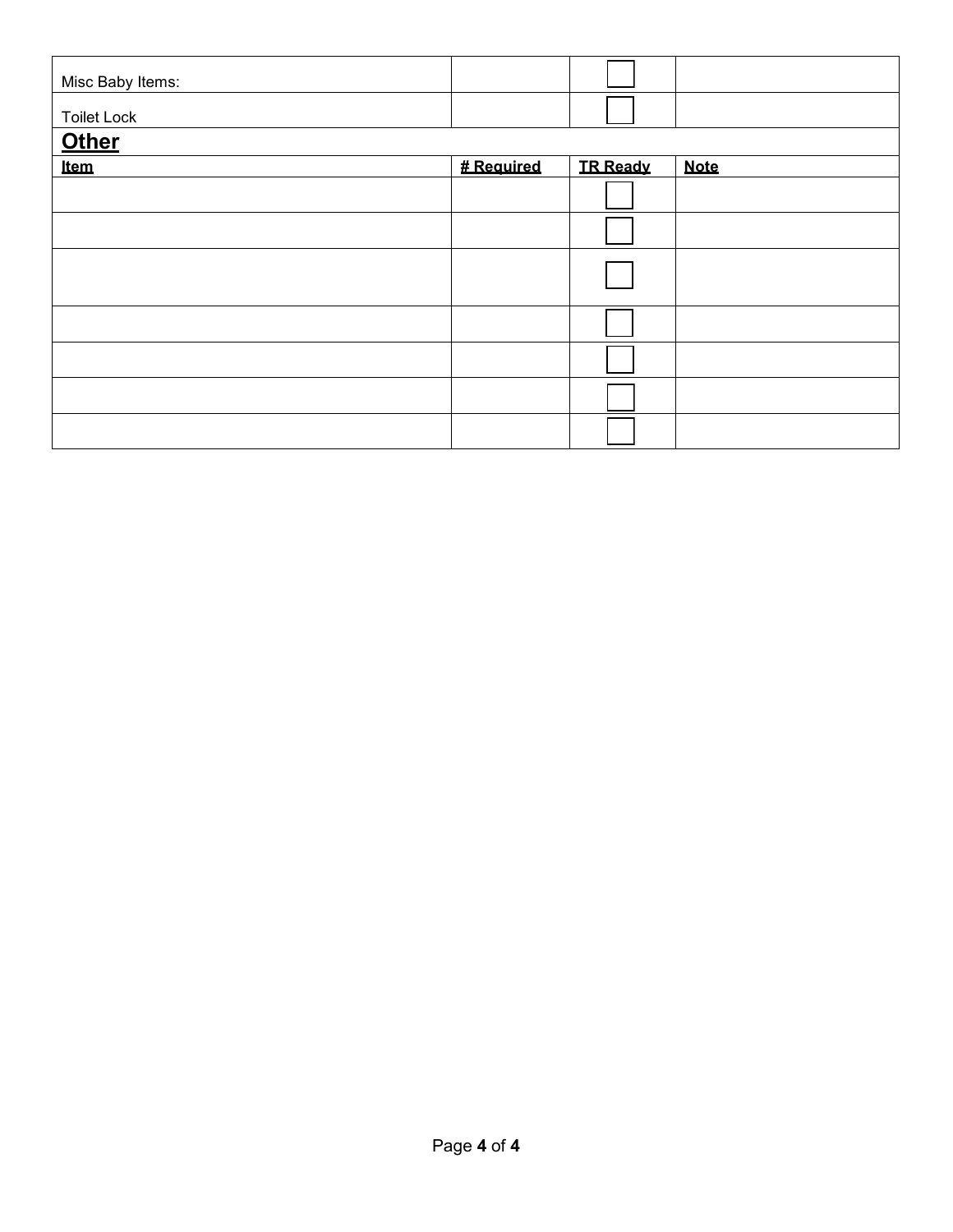| | | | |
|---|---|---|---|
| Misc Baby Items: | | ☐ | |
| Toilet Lock | | ☐ | |

## Other

| Item | # Required | TR Ready | Note |
|---|---|---|---|
| | | ☐ | |
| | | ☐ | |
| | | ☐ | |
| | | ☐ | |
| | | ☐ | |
| | | ☐ | |
| | | ☐ | |